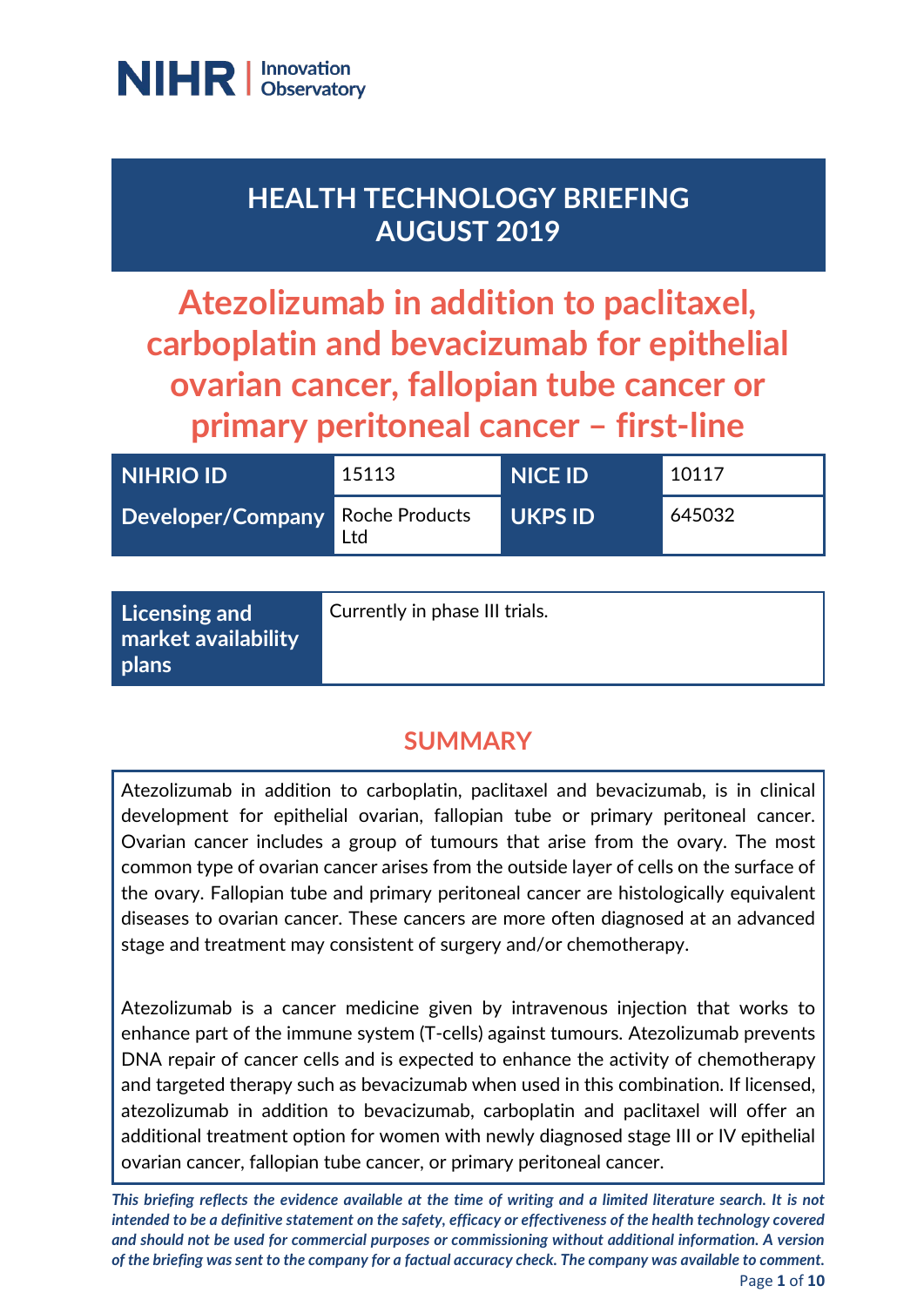NIHR | Innovation Observatory

# HEALTH TECHNOLOGY BRIEFING AUGUST 2019

# Atezolizumab in addition to paclitaxel, carboplatin and bevacizumab for epithelial ovarian cancer, fallopian tube cancer or primary peritoneal cancer – first-line

| NIHRIO ID | 15113 | NICE ID | 10117 |
|---|---|---|---|
| Developer/Company | Roche Products Ltd | UKPS ID | 645032 |

| Licensing and market availability plans | Currently in phase III trials. |
|---|---|

## SUMMARY

Atezolizumab in addition to carboplatin, paclitaxel and bevacizumab, is in clinical development for epithelial ovarian, fallopian tube or primary peritoneal cancer. Ovarian cancer includes a group of tumours that arise from the ovary. The most common type of ovarian cancer arises from the outside layer of cells on the surface of the ovary. Fallopian tube and primary peritoneal cancer are histologically equivalent diseases to ovarian cancer. These cancers are more often diagnosed at an advanced stage and treatment may consistent of surgery and/or chemotherapy.

Atezolizumab is a cancer medicine given by intravenous injection that works to enhance part of the immune system (T-cells) against tumours. Atezolizumab prevents DNA repair of cancer cells and is expected to enhance the activity of chemotherapy and targeted therapy such as bevacizumab when used in this combination. If licensed, atezolizumab in addition to bevacizumab, carboplatin and paclitaxel will offer an additional treatment option for women with newly diagnosed stage III or IV epithelial ovarian cancer, fallopian tube cancer, or primary peritoneal cancer.

***This briefing reflects the evidence available at the time of writing and a limited literature search. It is not intended to be a definitive statement on the safety, efficacy or effectiveness of the health technology covered and should not be used for commercial purposes or commissioning without additional information. A version of the briefing was sent to the company for a factual accuracy check. The company was available to comment.***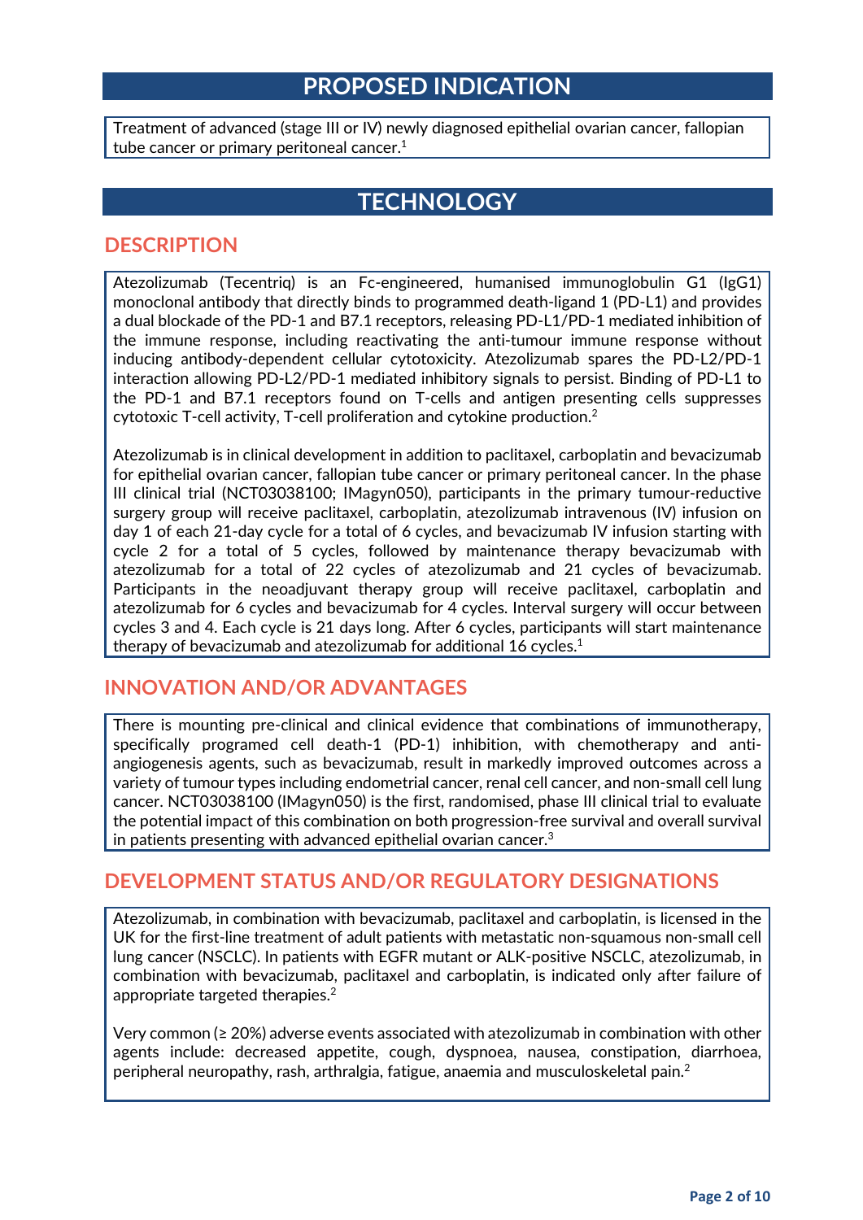# PROPOSED INDICATION

Treatment of advanced (stage III or IV) newly diagnosed epithelial ovarian cancer, fallopian tube cancer or primary peritoneal cancer.[1]

# TECHNOLOGY

## DESCRIPTION

Atezolizumab (Tecentriq) is an Fc-engineered, humanised immunoglobulin G1 (IgG1) monoclonal antibody that directly binds to programmed death-ligand 1 (PD-L1) and provides a dual blockade of the PD-1 and B7.1 receptors, releasing PD-L1/PD-1 mediated inhibition of the immune response, including reactivating the anti-tumour immune response without inducing antibody-dependent cellular cytotoxicity. Atezolizumab spares the PD-L2/PD-1 interaction allowing PD-L2/PD-1 mediated inhibitory signals to persist. Binding of PD-L1 to the PD-1 and B7.1 receptors found on T-cells and antigen presenting cells suppresses cytotoxic T-cell activity, T-cell proliferation and cytokine production.[2]

Atezolizumab is in clinical development in addition to paclitaxel, carboplatin and bevacizumab for epithelial ovarian cancer, fallopian tube cancer or primary peritoneal cancer. In the phase III clinical trial (NCT03038100; IMagyn050), participants in the primary tumour-reductive surgery group will receive paclitaxel, carboplatin, atezolizumab intravenous (IV) infusion on day 1 of each 21-day cycle for a total of 6 cycles, and bevacizumab IV infusion starting with cycle 2 for a total of 5 cycles, followed by maintenance therapy bevacizumab with atezolizumab for a total of 22 cycles of atezolizumab and 21 cycles of bevacizumab. Participants in the neoadjuvant therapy group will receive paclitaxel, carboplatin and atezolizumab for 6 cycles and bevacizumab for 4 cycles. Interval surgery will occur between cycles 3 and 4. Each cycle is 21 days long. After 6 cycles, participants will start maintenance therapy of bevacizumab and atezolizumab for additional 16 cycles.[1]

## INNOVATION AND/OR ADVANTAGES

There is mounting pre-clinical and clinical evidence that combinations of immunotherapy, specifically programed cell death-1 (PD-1) inhibition, with chemotherapy and anti-angiogenesis agents, such as bevacizumab, result in markedly improved outcomes across a variety of tumour types including endometrial cancer, renal cell cancer, and non-small cell lung cancer. NCT03038100 (IMagyn050) is the first, randomised, phase III clinical trial to evaluate the potential impact of this combination on both progression-free survival and overall survival in patients presenting with advanced epithelial ovarian cancer.[3]

## DEVELOPMENT STATUS AND/OR REGULATORY DESIGNATIONS

Atezolizumab, in combination with bevacizumab, paclitaxel and carboplatin, is licensed in the UK for the first-line treatment of adult patients with metastatic non-squamous non-small cell lung cancer (NSCLC). In patients with EGFR mutant or ALK-positive NSCLC, atezolizumab, in combination with bevacizumab, paclitaxel and carboplatin, is indicated only after failure of appropriate targeted therapies.[2]

Very common (≥ 20%) adverse events associated with atezolizumab in combination with other agents include: decreased appetite, cough, dyspnoea, nausea, constipation, diarrhoea, peripheral neuropathy, rash, arthralgia, fatigue, anaemia and musculoskeletal pain.[2]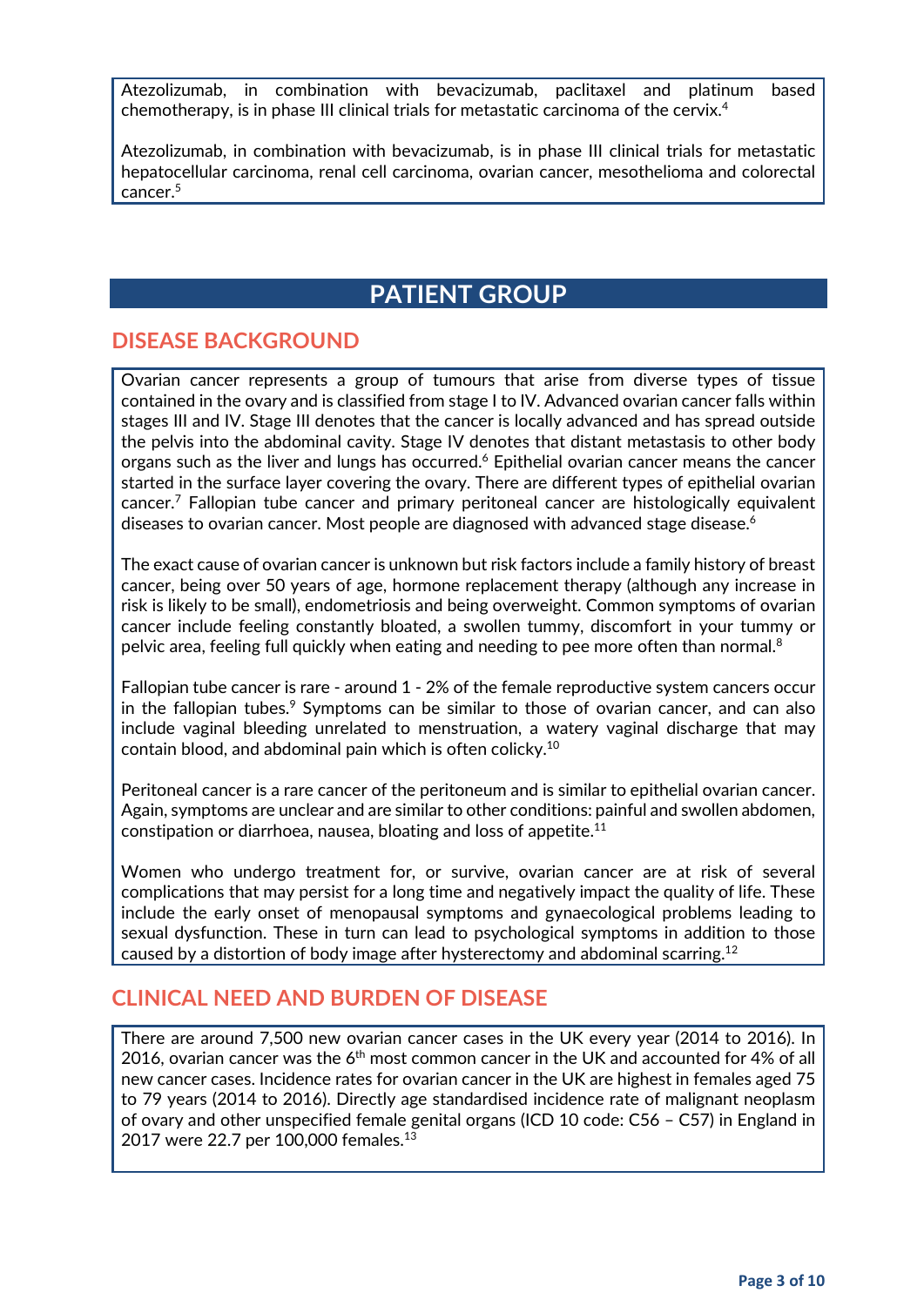Atezolizumab, in combination with bevacizumab, paclitaxel and platinum based chemotherapy, is in phase III clinical trials for metastatic carcinoma of the cervix.[4]

Atezolizumab, in combination with bevacizumab, is in phase III clinical trials for metastatic hepatocellular carcinoma, renal cell carcinoma, ovarian cancer, mesothelioma and colorectal cancer.[5]

# PATIENT GROUP

## DISEASE BACKGROUND

Ovarian cancer represents a group of tumours that arise from diverse types of tissue contained in the ovary and is classified from stage I to IV. Advanced ovarian cancer falls within stages III and IV. Stage III denotes that the cancer is locally advanced and has spread outside the pelvis into the abdominal cavity. Stage IV denotes that distant metastasis to other body organs such as the liver and lungs has occurred.[6] Epithelial ovarian cancer means the cancer started in the surface layer covering the ovary. There are different types of epithelial ovarian cancer.[7] Fallopian tube cancer and primary peritoneal cancer are histologically equivalent diseases to ovarian cancer. Most people are diagnosed with advanced stage disease.[6]

The exact cause of ovarian cancer is unknown but risk factors include a family history of breast cancer, being over 50 years of age, hormone replacement therapy (although any increase in risk is likely to be small), endometriosis and being overweight. Common symptoms of ovarian cancer include feeling constantly bloated, a swollen tummy, discomfort in your tummy or pelvic area, feeling full quickly when eating and needing to pee more often than normal.[8]

Fallopian tube cancer is rare - around 1 - 2% of the female reproductive system cancers occur in the fallopian tubes.[9] Symptoms can be similar to those of ovarian cancer, and can also include vaginal bleeding unrelated to menstruation, a watery vaginal discharge that may contain blood, and abdominal pain which is often colicky.[10]

Peritoneal cancer is a rare cancer of the peritoneum and is similar to epithelial ovarian cancer. Again, symptoms are unclear and are similar to other conditions: painful and swollen abdomen, constipation or diarrhoea, nausea, bloating and loss of appetite.[11]

Women who undergo treatment for, or survive, ovarian cancer are at risk of several complications that may persist for a long time and negatively impact the quality of life. These include the early onset of menopausal symptoms and gynaecological problems leading to sexual dysfunction. These in turn can lead to psychological symptoms in addition to those caused by a distortion of body image after hysterectomy and abdominal scarring.[12]

## CLINICAL NEED AND BURDEN OF DISEASE

There are around 7,500 new ovarian cancer cases in the UK every year (2014 to 2016). In 2016, ovarian cancer was the 6th most common cancer in the UK and accounted for 4% of all new cancer cases. Incidence rates for ovarian cancer in the UK are highest in females aged 75 to 79 years (2014 to 2016). Directly age standardised incidence rate of malignant neoplasm of ovary and other unspecified female genital organs (ICD 10 code: C56 – C57) in England in 2017 were 22.7 per 100,000 females.[13]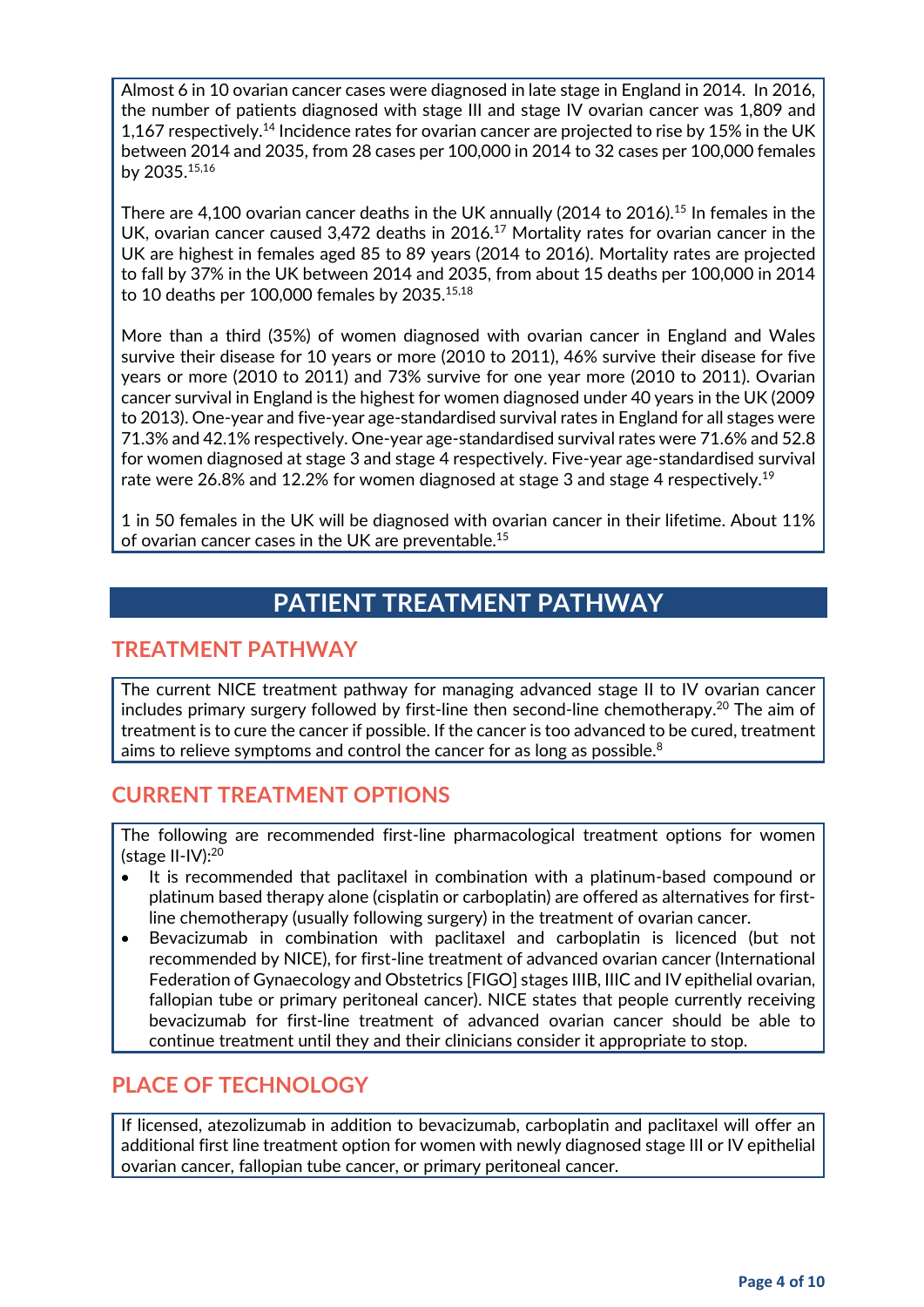Almost 6 in 10 ovarian cancer cases were diagnosed in late stage in England in 2014. In 2016, the number of patients diagnosed with stage III and stage IV ovarian cancer was 1,809 and 1,167 respectively.[14] Incidence rates for ovarian cancer are projected to rise by 15% in the UK between 2014 and 2035, from 28 cases per 100,000 in 2014 to 32 cases per 100,000 females by 2035.[15,16]

There are 4,100 ovarian cancer deaths in the UK annually (2014 to 2016).[15] In females in the UK, ovarian cancer caused 3,472 deaths in 2016.[17] Mortality rates for ovarian cancer in the UK are highest in females aged 85 to 89 years (2014 to 2016). Mortality rates are projected to fall by 37% in the UK between 2014 and 2035, from about 15 deaths per 100,000 in 2014 to 10 deaths per 100,000 females by 2035.[15,18]

More than a third (35%) of women diagnosed with ovarian cancer in England and Wales survive their disease for 10 years or more (2010 to 2011), 46% survive their disease for five years or more (2010 to 2011) and 73% survive for one year more (2010 to 2011). Ovarian cancer survival in England is the highest for women diagnosed under 40 years in the UK (2009 to 2013). One-year and five-year age-standardised survival rates in England for all stages were 71.3% and 42.1% respectively. One-year age-standardised survival rates were 71.6% and 52.8 for women diagnosed at stage 3 and stage 4 respectively. Five-year age-standardised survival rate were 26.8% and 12.2% for women diagnosed at stage 3 and stage 4 respectively.[19]

1 in 50 females in the UK will be diagnosed with ovarian cancer in their lifetime. About 11% of ovarian cancer cases in the UK are preventable.[15]

# PATIENT TREATMENT PATHWAY

## TREATMENT PATHWAY

The current NICE treatment pathway for managing advanced stage II to IV ovarian cancer includes primary surgery followed by first-line then second-line chemotherapy.[20] The aim of treatment is to cure the cancer if possible. If the cancer is too advanced to be cured, treatment aims to relieve symptoms and control the cancer for as long as possible.[8]

## CURRENT TREATMENT OPTIONS

The following are recommended first-line pharmacological treatment options for women (stage II-IV):[20]

- It is recommended that paclitaxel in combination with a platinum-based compound or platinum based therapy alone (cisplatin or carboplatin) are offered as alternatives for first-line chemotherapy (usually following surgery) in the treatment of ovarian cancer.
- Bevacizumab in combination with paclitaxel and carboplatin is licenced (but not recommended by NICE), for first-line treatment of advanced ovarian cancer (International Federation of Gynaecology and Obstetrics [FIGO] stages IIIB, IIIC and IV epithelial ovarian, fallopian tube or primary peritoneal cancer). NICE states that people currently receiving bevacizumab for first-line treatment of advanced ovarian cancer should be able to continue treatment until they and their clinicians consider it appropriate to stop.

## PLACE OF TECHNOLOGY

If licensed, atezolizumab in addition to bevacizumab, carboplatin and paclitaxel will offer an additional first line treatment option for women with newly diagnosed stage III or IV epithelial ovarian cancer, fallopian tube cancer, or primary peritoneal cancer.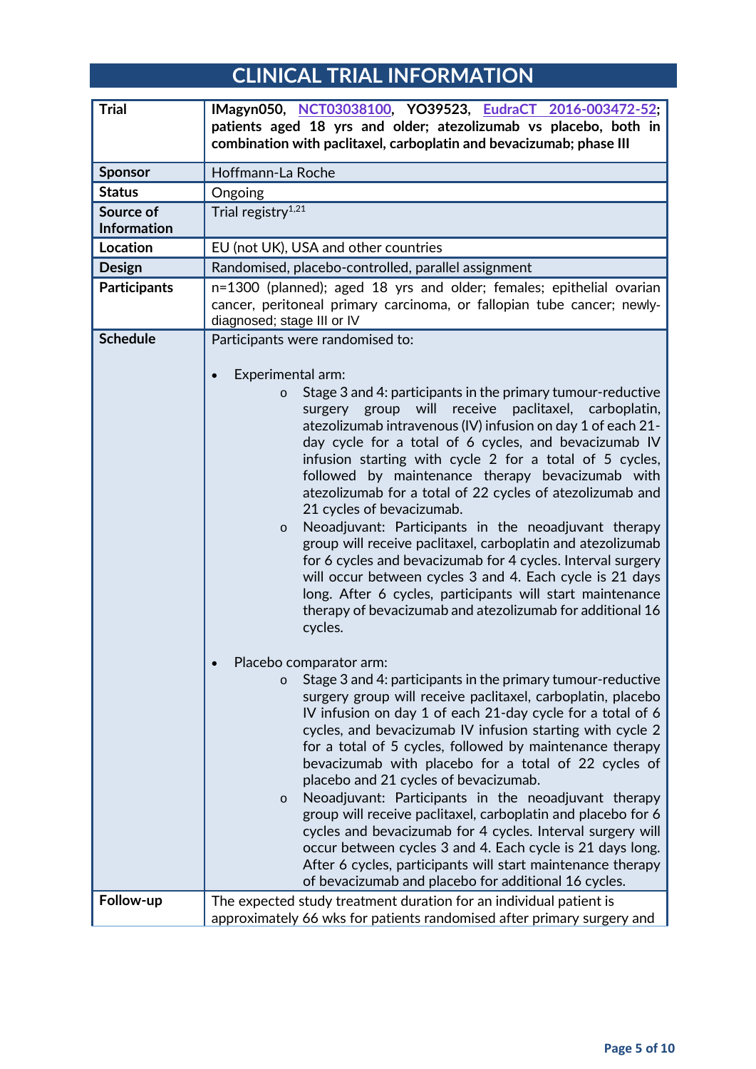## CLINICAL TRIAL INFORMATION

| | |
|---|---|
| **Trial** | **IMagyn050, NCT03038100, YO39523, EudraCT 2016-003472-52; patients aged 18 yrs and older; atezolizumab vs placebo, both in combination with paclitaxel, carboplatin and bevacizumab; phase III** |
| **Sponsor** | Hoffmann-La Roche |
| **Status** | Ongoing |
| **Source of Information** | Trial registry[1,21] |
| **Location** | EU (not UK), USA and other countries |
| **Design** | Randomised, placebo-controlled, parallel assignment |
| **Participants** | n=1300 (planned); aged 18 yrs and older; females; epithelial ovarian cancer, peritoneal primary carcinoma, or fallopian tube cancer; newly-diagnosed; stage III or IV |
| **Schedule** | Participants were randomised to:<br><br>• Experimental arm:<br>  ○ Stage 3 and 4: participants in the primary tumour-reductive surgery group will receive paclitaxel, carboplatin, atezolizumab intravenous (IV) infusion on day 1 of each 21-day cycle for a total of 6 cycles, and bevacizumab IV infusion starting with cycle 2 for a total of 5 cycles, followed by maintenance therapy bevacizumab with atezolizumab for a total of 22 cycles of atezolizumab and 21 cycles of bevacizumab.<br>  ○ Neoadjuvant: Participants in the neoadjuvant therapy group will receive paclitaxel, carboplatin and atezolizumab for 6 cycles and bevacizumab for 4 cycles. Interval surgery will occur between cycles 3 and 4. Each cycle is 21 days long. After 6 cycles, participants will start maintenance therapy of bevacizumab and atezolizumab for additional 16 cycles.<br><br>• Placebo comparator arm:<br>  ○ Stage 3 and 4: participants in the primary tumour-reductive surgery group will receive paclitaxel, carboplatin, placebo IV infusion on day 1 of each 21-day cycle for a total of 6 cycles, and bevacizumab IV infusion starting with cycle 2 for a total of 5 cycles, followed by maintenance therapy bevacizumab with placebo for a total of 22 cycles of placebo and 21 cycles of bevacizumab.<br>  ○ Neoadjuvant: Participants in the neoadjuvant therapy group will receive paclitaxel, carboplatin and placebo for 6 cycles and bevacizumab for 4 cycles. Interval surgery will occur between cycles 3 and 4. Each cycle is 21 days long. After 6 cycles, participants will start maintenance therapy of bevacizumab and placebo for additional 16 cycles. |
| **Follow-up** | The expected study treatment duration for an individual patient is approximately 66 wks for patients randomised after primary surgery and |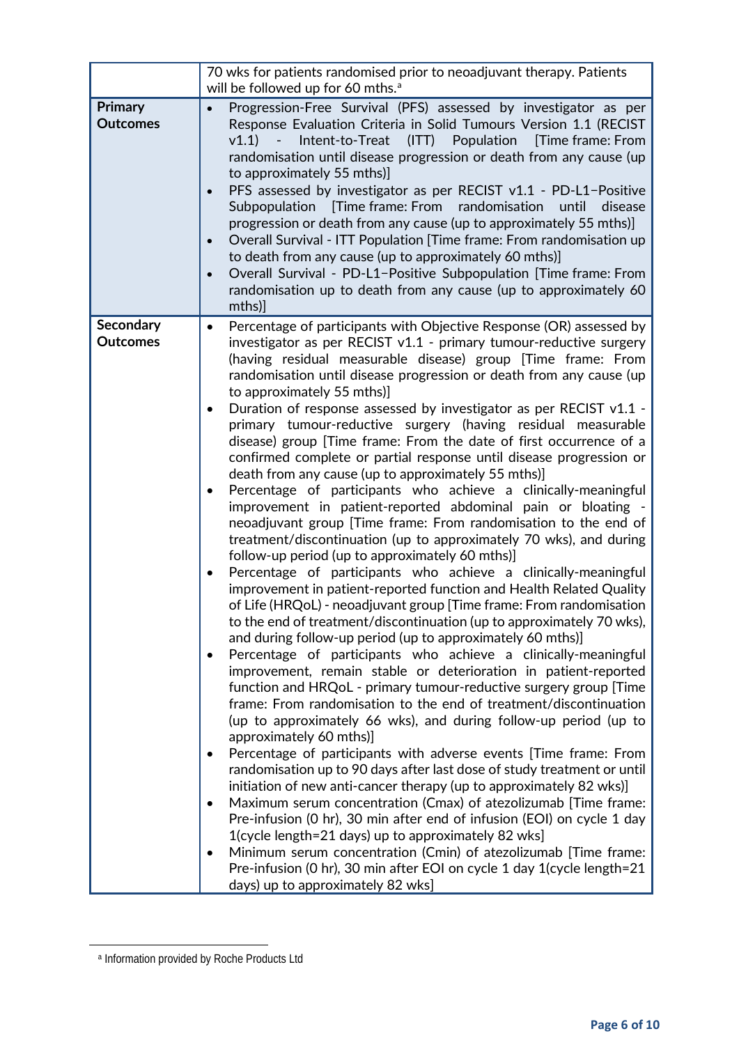| | |
|---|---|
| | 70 wks for patients randomised prior to neoadjuvant therapy. Patients will be followed up for 60 mths.[a] |
| **Primary Outcomes** | • Progression-Free Survival (PFS) assessed by investigator as per Response Evaluation Criteria in Solid Tumours Version 1.1 (RECIST v1.1) - Intent-to-Treat (ITT) Population [Time frame: From randomisation until disease progression or death from any cause (up to approximately 55 mths)]<br>• PFS assessed by investigator as per RECIST v1.1 - PD-L1−Positive Subpopulation [Time frame: From randomisation until disease progression or death from any cause (up to approximately 55 mths)]<br>• Overall Survival - ITT Population [Time frame: From randomisation up to death from any cause (up to approximately 60 mths)]<br>• Overall Survival - PD-L1−Positive Subpopulation [Time frame: From randomisation up to death from any cause (up to approximately 60 mths)] |
| **Secondary Outcomes** | • Percentage of participants with Objective Response (OR) assessed by investigator as per RECIST v1.1 - primary tumour-reductive surgery (having residual measurable disease) group [Time frame: From randomisation until disease progression or death from any cause (up to approximately 55 mths)]<br>• Duration of response assessed by investigator as per RECIST v1.1 - primary tumour-reductive surgery (having residual measurable disease) group [Time frame: From the date of first occurrence of a confirmed complete or partial response until disease progression or death from any cause (up to approximately 55 mths)]<br>• Percentage of participants who achieve a clinically-meaningful improvement in patient-reported abdominal pain or bloating - neoadjuvant group [Time frame: From randomisation to the end of treatment/discontinuation (up to approximately 70 wks), and during follow-up period (up to approximately 60 mths)]<br>• Percentage of participants who achieve a clinically-meaningful improvement in patient-reported function and Health Related Quality of Life (HRQoL) - neoadjuvant group [Time frame: From randomisation to the end of treatment/discontinuation (up to approximately 70 wks), and during follow-up period (up to approximately 60 mths)]<br>• Percentage of participants who achieve a clinically-meaningful improvement, remain stable or deterioration in patient-reported function and HRQoL - primary tumour-reductive surgery group [Time frame: From randomisation to the end of treatment/discontinuation (up to approximately 66 wks), and during follow-up period (up to approximately 60 mths)]<br>• Percentage of participants with adverse events [Time frame: From randomisation up to 90 days after last dose of study treatment or until initiation of new anti-cancer therapy (up to approximately 82 wks)]<br>• Maximum serum concentration (Cmax) of atezolizumab [Time frame: Pre-infusion (0 hr), 30 min after end of infusion (EOI) on cycle 1 day 1(cycle length=21 days) up to approximately 82 wks]<br>• Minimum serum concentration (Cmin) of atezolizumab [Time frame: Pre-infusion (0 hr), 30 min after EOI on cycle 1 day 1(cycle length=21 days) up to approximately 82 wks] |

[a] Information provided by Roche Products Ltd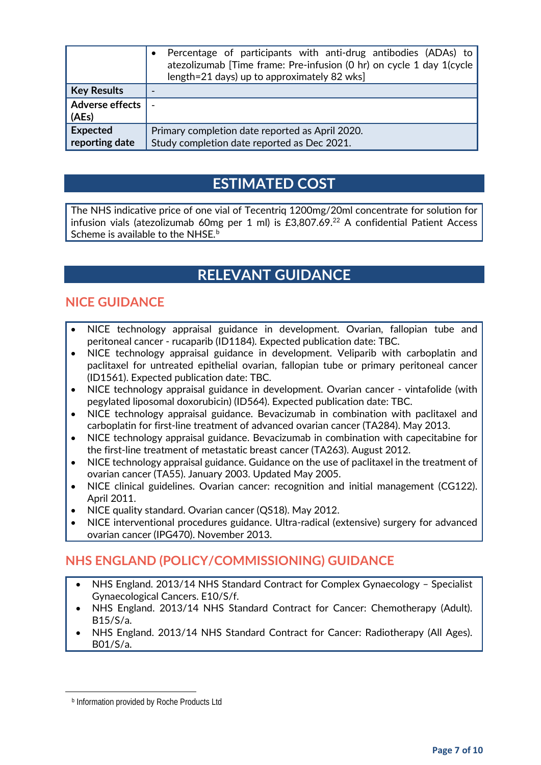|  |  |
|---|---|
|  | • Percentage of participants with anti-drug antibodies (ADAs) to atezolizumab [Time frame: Pre-infusion (0 hr) on cycle 1 day 1(cycle length=21 days) up to approximately 82 wks] |
| **Key Results** | - |
| **Adverse effects (AEs)** | - |
| **Expected reporting date** | Primary completion date reported as April 2020.<br>Study completion date reported as Dec 2021. |

# ESTIMATED COST

The NHS indicative price of one vial of Tecentriq 1200mg/20ml concentrate for solution for infusion vials (atezolizumab 60mg per 1 ml) is £3,807.69.[22] A confidential Patient Access Scheme is available to the NHSE.[b]

# RELEVANT GUIDANCE

## NICE GUIDANCE

- NICE technology appraisal guidance in development. Ovarian, fallopian tube and peritoneal cancer - rucaparib (ID1184). Expected publication date: TBC.
- NICE technology appraisal guidance in development. Veliparib with carboplatin and paclitaxel for untreated epithelial ovarian, fallopian tube or primary peritoneal cancer (ID1561). Expected publication date: TBC.
- NICE technology appraisal guidance in development. Ovarian cancer - vintafolide (with pegylated liposomal doxorubicin) (ID564). Expected publication date: TBC.
- NICE technology appraisal guidance. Bevacizumab in combination with paclitaxel and carboplatin for first-line treatment of advanced ovarian cancer (TA284). May 2013.
- NICE technology appraisal guidance. Bevacizumab in combination with capecitabine for the first-line treatment of metastatic breast cancer (TA263). August 2012.
- NICE technology appraisal guidance. Guidance on the use of paclitaxel in the treatment of ovarian cancer (TA55). January 2003. Updated May 2005.
- NICE clinical guidelines. Ovarian cancer: recognition and initial management (CG122). April 2011.
- NICE quality standard. Ovarian cancer (QS18). May 2012.
- NICE interventional procedures guidance. Ultra-radical (extensive) surgery for advanced ovarian cancer (IPG470). November 2013.

## NHS ENGLAND (POLICY/COMMISSIONING) GUIDANCE

- NHS England. 2013/14 NHS Standard Contract for Complex Gynaecology – Specialist Gynaecological Cancers. E10/S/f.
- NHS England. 2013/14 NHS Standard Contract for Cancer: Chemotherapy (Adult). B15/S/a.
- NHS England. 2013/14 NHS Standard Contract for Cancer: Radiotherapy (All Ages). B01/S/a.

[b] Information provided by Roche Products Ltd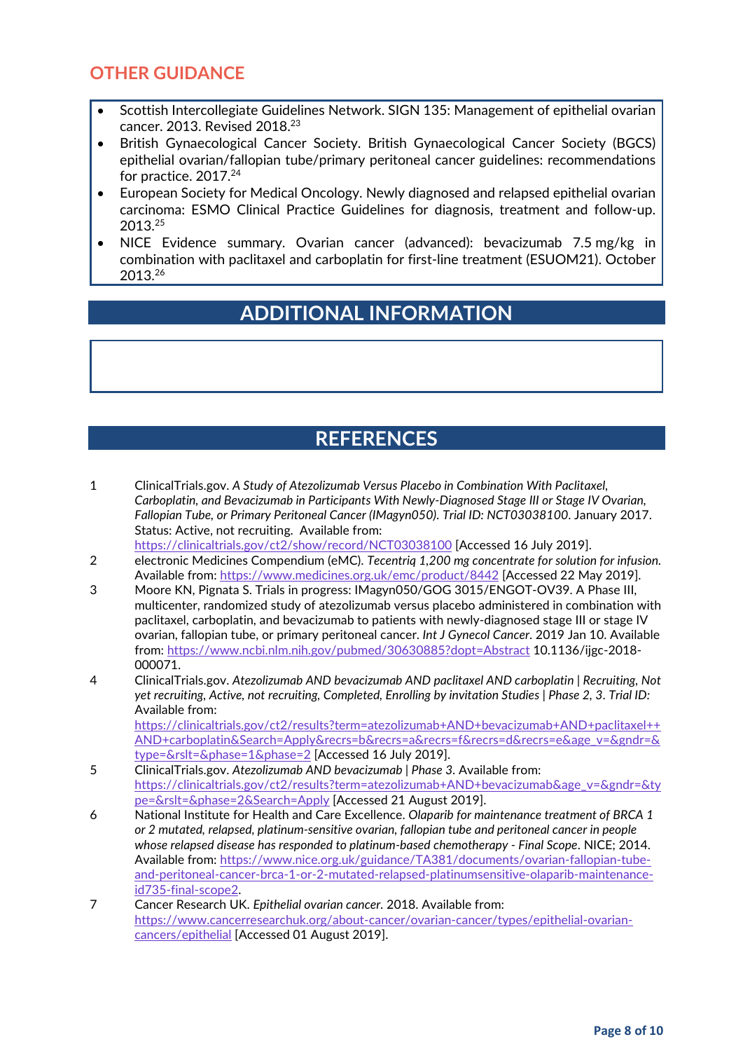## OTHER GUIDANCE

- Scottish Intercollegiate Guidelines Network. SIGN 135: Management of epithelial ovarian cancer. 2013. Revised 2018.[23]
- British Gynaecological Cancer Society. British Gynaecological Cancer Society (BGCS) epithelial ovarian/fallopian tube/primary peritoneal cancer guidelines: recommendations for practice. 2017.[24]
- European Society for Medical Oncology. Newly diagnosed and relapsed epithelial ovarian carcinoma: ESMO Clinical Practice Guidelines for diagnosis, treatment and follow-up. 2013.[25]
- NICE Evidence summary. Ovarian cancer (advanced): bevacizumab 7.5 mg/kg in combination with paclitaxel and carboplatin for first-line treatment (ESUOM21). October 2013.[26]

## ADDITIONAL INFORMATION

## REFERENCES

1. ClinicalTrials.gov. *A Study of Atezolizumab Versus Placebo in Combination With Paclitaxel, Carboplatin, and Bevacizumab in Participants With Newly-Diagnosed Stage III or Stage IV Ovarian, Fallopian Tube, or Primary Peritoneal Cancer (IMagyn050). Trial ID: NCT03038100*. January 2017. Status: Active, not recruiting. Available from: https://clinicaltrials.gov/ct2/show/record/NCT03038100 [Accessed 16 July 2019].
2. electronic Medicines Compendium (eMC). *Tecentriq 1,200 mg concentrate for solution for infusion.* Available from: https://www.medicines.org.uk/emc/product/8442 [Accessed 22 May 2019].
3. Moore KN, Pignata S. Trials in progress: IMagyn050/GOG 3015/ENGOT-OV39. A Phase III, multicenter, randomized study of atezolizumab versus placebo administered in combination with paclitaxel, carboplatin, and bevacizumab to patients with newly-diagnosed stage III or stage IV ovarian, fallopian tube, or primary peritoneal cancer. *Int J Gynecol Cancer*. 2019 Jan 10. Available from: https://www.ncbi.nlm.nih.gov/pubmed/30630885?dopt=Abstract 10.1136/ijgc-2018-000071.
4. ClinicalTrials.gov. *Atezolizumab AND bevacizumab AND paclitaxel AND carboplatin | Recruiting, Not yet recruiting, Active, not recruiting, Completed, Enrolling by invitation Studies | Phase 2, 3. Trial ID:* Available from: https://clinicaltrials.gov/ct2/results?term=atezolizumab+AND+bevacizumab+AND+paclitaxel++AND+carboplatin&Search=Apply&recrs=b&recrs=a&recrs=f&recrs=d&recrs=e&age_v=&gndr=&type=&rslt=&phase=1&phase=2 [Accessed 16 July 2019].
5. ClinicalTrials.gov. *Atezolizumab AND bevacizumab | Phase 3*. Available from: https://clinicaltrials.gov/ct2/results?term=atezolizumab+AND+bevacizumab&age_v=&gndr=&type=&rslt=&phase=2&Search=Apply [Accessed 21 August 2019].
6. National Institute for Health and Care Excellence. *Olaparib for maintenance treatment of BRCA 1 or 2 mutated, relapsed, platinum-sensitive ovarian, fallopian tube and peritoneal cancer in people whose relapsed disease has responded to platinum-based chemotherapy - Final Scope*. NICE; 2014. Available from: https://www.nice.org.uk/guidance/TA381/documents/ovarian-fallopian-tube-and-peritoneal-cancer-brca-1-or-2-mutated-relapsed-platinumsensitive-olaparib-maintenance-id735-final-scope2.
7. Cancer Research UK. *Epithelial ovarian cancer*. 2018. Available from: https://www.cancerresearchuk.org/about-cancer/ovarian-cancer/types/epithelial-ovarian-cancers/epithelial [Accessed 01 August 2019].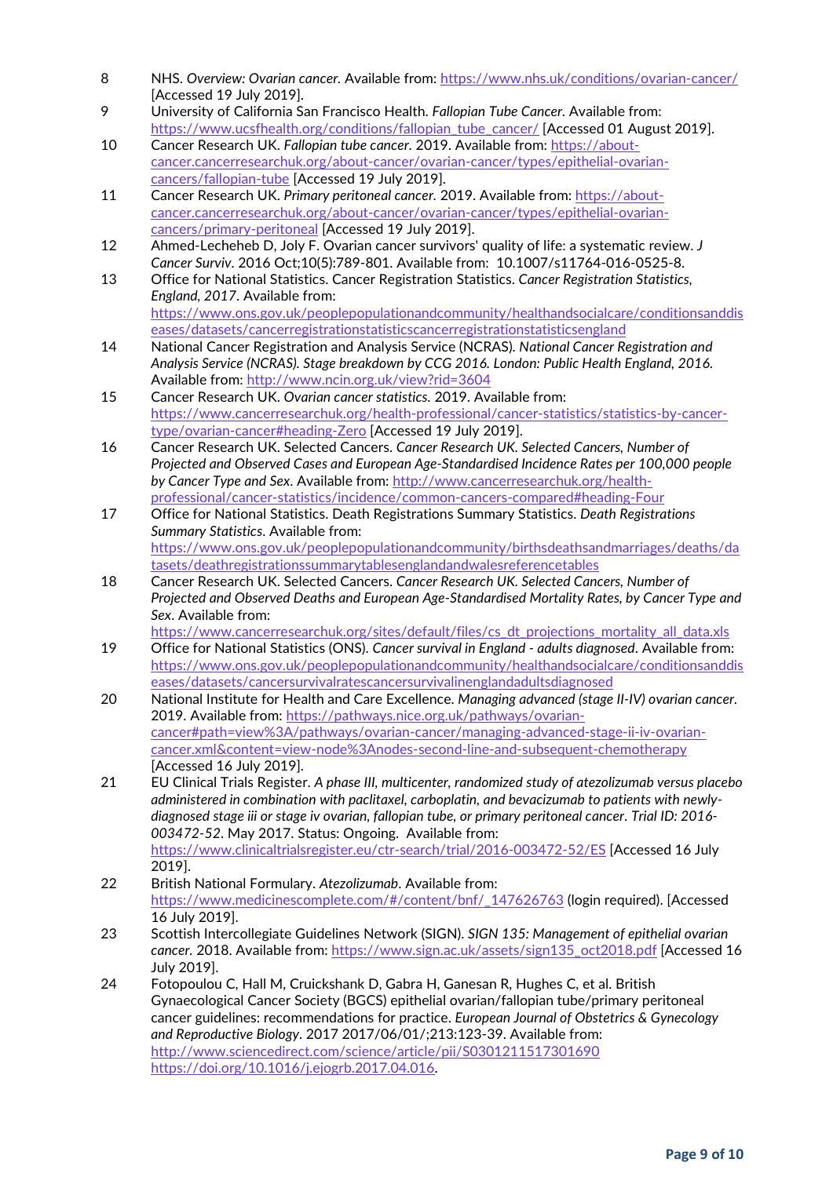8. NHS. *Overview: Ovarian cancer.* Available from: https://www.nhs.uk/conditions/ovarian-cancer/ [Accessed 19 July 2019].
9. University of California San Francisco Health. *Fallopian Tube Cancer.* Available from: https://www.ucsfhealth.org/conditions/fallopian_tube_cancer/ [Accessed 01 August 2019].
10. Cancer Research UK. *Fallopian tube cancer.* 2019. Available from: https://about-cancer.cancerresearchuk.org/about-cancer/ovarian-cancer/types/epithelial-ovarian-cancers/fallopian-tube [Accessed 19 July 2019].
11. Cancer Research UK. *Primary peritoneal cancer.* 2019. Available from: https://about-cancer.cancerresearchuk.org/about-cancer/ovarian-cancer/types/epithelial-ovarian-cancers/primary-peritoneal [Accessed 19 July 2019].
12. Ahmed-Lecheheb D, Joly F. Ovarian cancer survivors' quality of life: a systematic review. *J Cancer Surviv*. 2016 Oct;10(5):789-801. Available from: 10.1007/s11764-016-0525-8.
13. Office for National Statistics. Cancer Registration Statistics. *Cancer Registration Statistics, England, 2017*. Available from: https://www.ons.gov.uk/peoplepopulationandcommunity/healthandsocialcare/conditionsanddiseases/datasets/cancerregistrationstatisticscancerregistrationstatisticsengland
14. National Cancer Registration and Analysis Service (NCRAS). *National Cancer Registration and Analysis Service (NCRAS). Stage breakdown by CCG 2016. London: Public Health England, 2016.* Available from: http://www.ncin.org.uk/view?rid=3604
15. Cancer Research UK. *Ovarian cancer statistics.* 2019. Available from: https://www.cancerresearchuk.org/health-professional/cancer-statistics/statistics-by-cancer-type/ovarian-cancer#heading-Zero [Accessed 19 July 2019].
16. Cancer Research UK. Selected Cancers. *Cancer Research UK. Selected Cancers, Number of Projected and Observed Cases and European Age-Standardised Incidence Rates per 100,000 people by Cancer Type and Sex*. Available from: http://www.cancerresearchuk.org/health-professional/cancer-statistics/incidence/common-cancers-compared#heading-Four
17. Office for National Statistics. Death Registrations Summary Statistics. *Death Registrations Summary Statistics*. Available from: https://www.ons.gov.uk/peoplepopulationandcommunity/birthsdeathsandmarriages/deaths/datasets/deathregistrationssummarytablesenglandandwalesreferencetables
18. Cancer Research UK. Selected Cancers. *Cancer Research UK. Selected Cancers, Number of Projected and Observed Deaths and European Age-Standardised Mortality Rates, by Cancer Type and Sex*. Available from: https://www.cancerresearchuk.org/sites/default/files/cs_dt_projections_mortality_all_data.xls
19. Office for National Statistics (ONS). *Cancer survival in England - adults diagnosed*. Available from: https://www.ons.gov.uk/peoplepopulationandcommunity/healthandsocialcare/conditionsanddiseases/datasets/cancersurvivalratescancersurvivalinenglandadultsdiagnosed
20. National Institute for Health and Care Excellence. *Managing advanced (stage II-IV) ovarian cancer.* 2019. Available from: https://pathways.nice.org.uk/pathways/ovarian-cancer#path=view%3A/pathways/ovarian-cancer/managing-advanced-stage-ii-iv-ovarian-cancer.xml&content=view-node%3Anodes-second-line-and-subsequent-chemotherapy [Accessed 16 July 2019].
21. EU Clinical Trials Register. *A phase III, multicenter, randomized study of atezolizumab versus placebo administered in combination with paclitaxel, carboplatin, and bevacizumab to patients with newly-diagnosed stage iii or stage iv ovarian, fallopian tube, or primary peritoneal cancer. Trial ID: 2016-003472-52*. May 2017. Status: Ongoing. Available from: https://www.clinicaltrialsregister.eu/ctr-search/trial/2016-003472-52/ES [Accessed 16 July 2019].
22. British National Formulary. *Atezolizumab*. Available from: https://www.medicinescomplete.com/#/content/bnf/_147626763 (login required). [Accessed 16 July 2019].
23. Scottish Intercollegiate Guidelines Network (SIGN). *SIGN 135: Management of epithelial ovarian cancer.* 2018. Available from: https://www.sign.ac.uk/assets/sign135_oct2018.pdf [Accessed 16 July 2019].
24. Fotopoulou C, Hall M, Cruickshank D, Gabra H, Ganesan R, Hughes C, et al. British Gynaecological Cancer Society (BGCS) epithelial ovarian/fallopian tube/primary peritoneal cancer guidelines: recommendations for practice. *European Journal of Obstetrics & Gynecology and Reproductive Biology*. 2017 2017/06/01/;213:123-39. Available from: http://www.sciencedirect.com/science/article/pii/S0301211517301690 https://doi.org/10.1016/j.ejogrb.2017.04.016.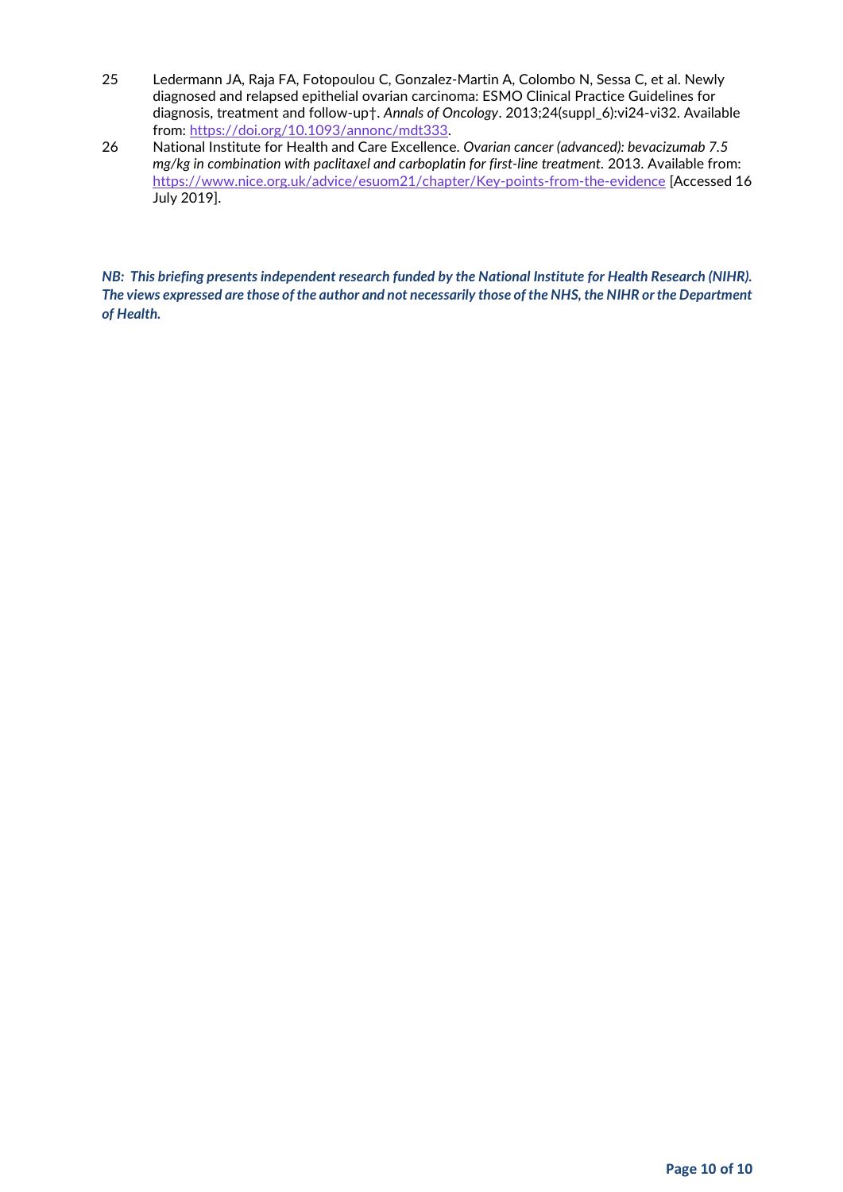25 Ledermann JA, Raja FA, Fotopoulou C, Gonzalez-Martin A, Colombo N, Sessa C, et al. Newly diagnosed and relapsed epithelial ovarian carcinoma: ESMO Clinical Practice Guidelines for diagnosis, treatment and follow-up†. *Annals of Oncology*. 2013;24(suppl_6):vi24-vi32. Available from: https://doi.org/10.1093/annonc/mdt333.

26 National Institute for Health and Care Excellence. *Ovarian cancer (advanced): bevacizumab 7.5 mg/kg in combination with paclitaxel and carboplatin for first-line treatment.* 2013. Available from: https://www.nice.org.uk/advice/esuom21/chapter/Key-points-from-the-evidence [Accessed 16 July 2019].

***NB: This briefing presents independent research funded by the National Institute for Health Research (NIHR). The views expressed are those of the author and not necessarily those of the NHS, the NIHR or the Department of Health.***